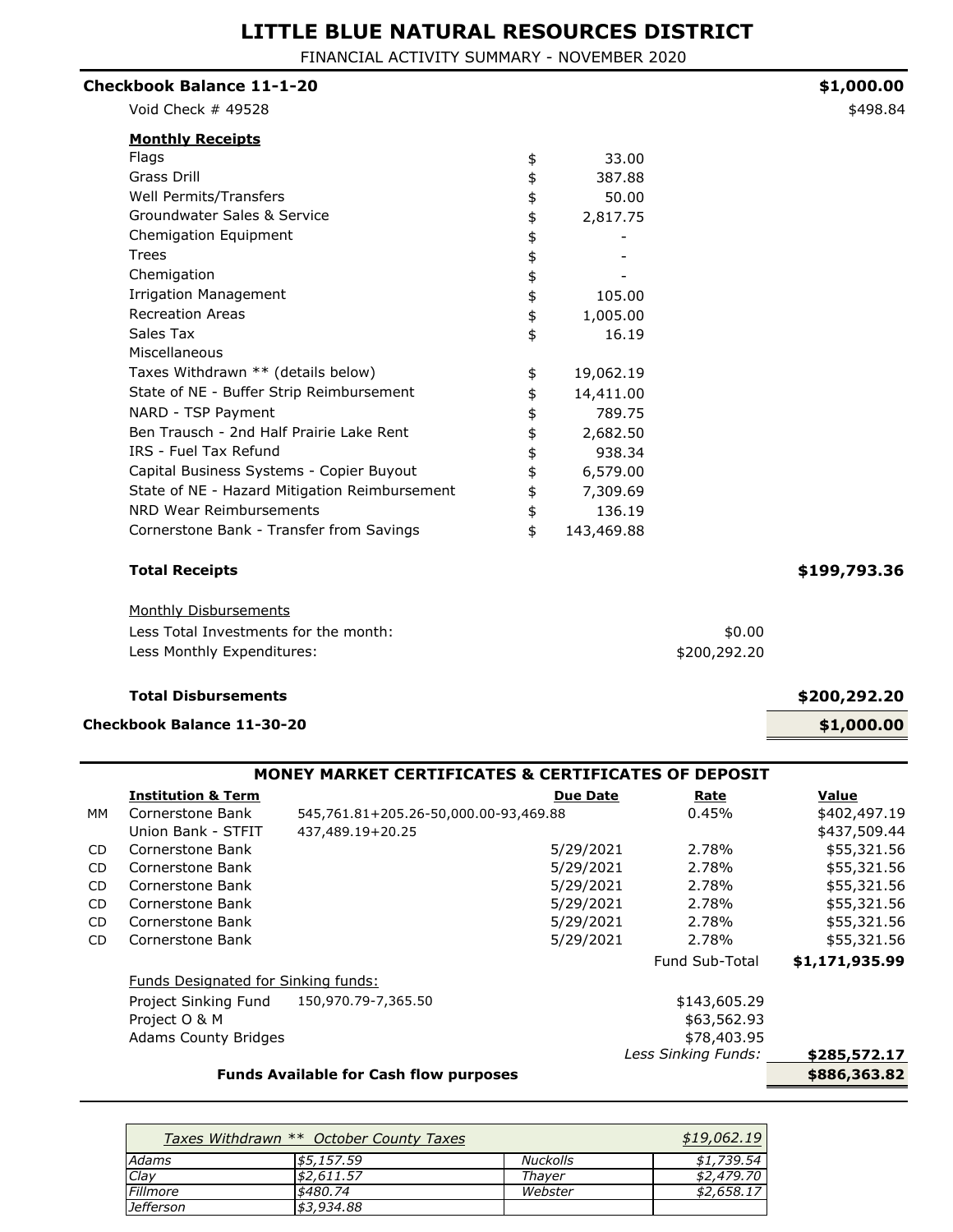# LITTLE BLUE NATURAL RESOURCES DISTRICT

FINANCIAL ACTIVITY SUMMARY - NOVEMBER 2020

| | | | |
|---|---|---|---|
| **Checkbook Balance 11-1-20** | | | **$1,000.00** |
| Void Check # 49528 | | | $498.84 |
| **Monthly Receipts** | | | |
| Flags | $ 33.00 | | |
| Grass Drill | $ 387.88 | | |
| Well Permits/Transfers | $ 50.00 | | |
| Groundwater Sales & Service | $ 2,817.75 | | |
| Chemigation Equipment | $ - | | |
| Trees | $ - | | |
| Chemigation | $ - | | |
| Irrigation Management | $ 105.00 | | |
| Recreation Areas | $ 1,005.00 | | |
| Sales Tax | $ 16.19 | | |
| Miscellaneous | | | |
| Taxes Withdrawn ** (details below) | $ 19,062.19 | | |
| State of NE - Buffer Strip Reimbursement | $ 14,411.00 | | |
| NARD - TSP Payment | $ 789.75 | | |
| Ben Trausch - 2nd Half Prairie Lake Rent | $ 2,682.50 | | |
| IRS - Fuel Tax Refund | $ 938.34 | | |
| Capital Business Systems - Copier Buyout | $ 6,579.00 | | |
| State of NE - Hazard Mitigation Reimbursement | $ 7,309.69 | | |
| NRD Wear Reimbursements | $ 136.19 | | |
| Cornerstone Bank - Transfer from Savings | $ 143,469.88 | | |
| **Total Receipts** | | | **$199,793.36** |
| Monthly Disbursements | | | |
| Less Total Investments for the month: | | $0.00 | |
| Less Monthly Expenditures: | | $200,292.20 | |
| **Total Disbursements** | | | **$200,292.20** |
| **Checkbook Balance 11-30-20** | | | **$1,000.00** |

## MONEY MARKET CERTIFICATES & CERTIFICATES OF DEPOSIT

| | Institution & Term | | Due Date | Rate | Value |
|---|---|---|---|---|---|
| MM | Cornerstone Bank | 545,761.81+205.26-50,000.00-93,469.88 | | 0.45% | $402,497.19 |
| | Union Bank - STFIT | 437,489.19+20.25 | | | $437,509.44 |
| CD | Cornerstone Bank | | 5/29/2021 | 2.78% | $55,321.56 |
| CD | Cornerstone Bank | | 5/29/2021 | 2.78% | $55,321.56 |
| CD | Cornerstone Bank | | 5/29/2021 | 2.78% | $55,321.56 |
| CD | Cornerstone Bank | | 5/29/2021 | 2.78% | $55,321.56 |
| CD | Cornerstone Bank | | 5/29/2021 | 2.78% | $55,321.56 |
| CD | Cornerstone Bank | | 5/29/2021 | 2.78% | $55,321.56 |
| | | | | Fund Sub-Total | **$1,171,935.99** |
| | Funds Designated for Sinking funds: | | | | |
| | Project Sinking Fund | 150,970.79-7,365.50 | | $143,605.29 | |
| | Project O & M | | | $63,562.93 | |
| | Adams County Bridges | | | $78,403.95 | |
| | | | | *Less Sinking Funds:* | **$285,572.17** |
| | **Funds Available for Cash flow purposes** | | | | **$886,363.82** |

| *Taxes Withdrawn ** October County Taxes* | | | *$19,062.19* |
|---|---|---|---|
| *Adams* | *$5,157.59* | *Nuckolls* | *$1,739.54* |
| *Clay* | *$2,611.57* | *Thayer* | *$2,479.70* |
| *Fillmore* | *$480.74* | *Webster* | *$2,658.17* |
| *Jefferson* | *$3,934.88* | | |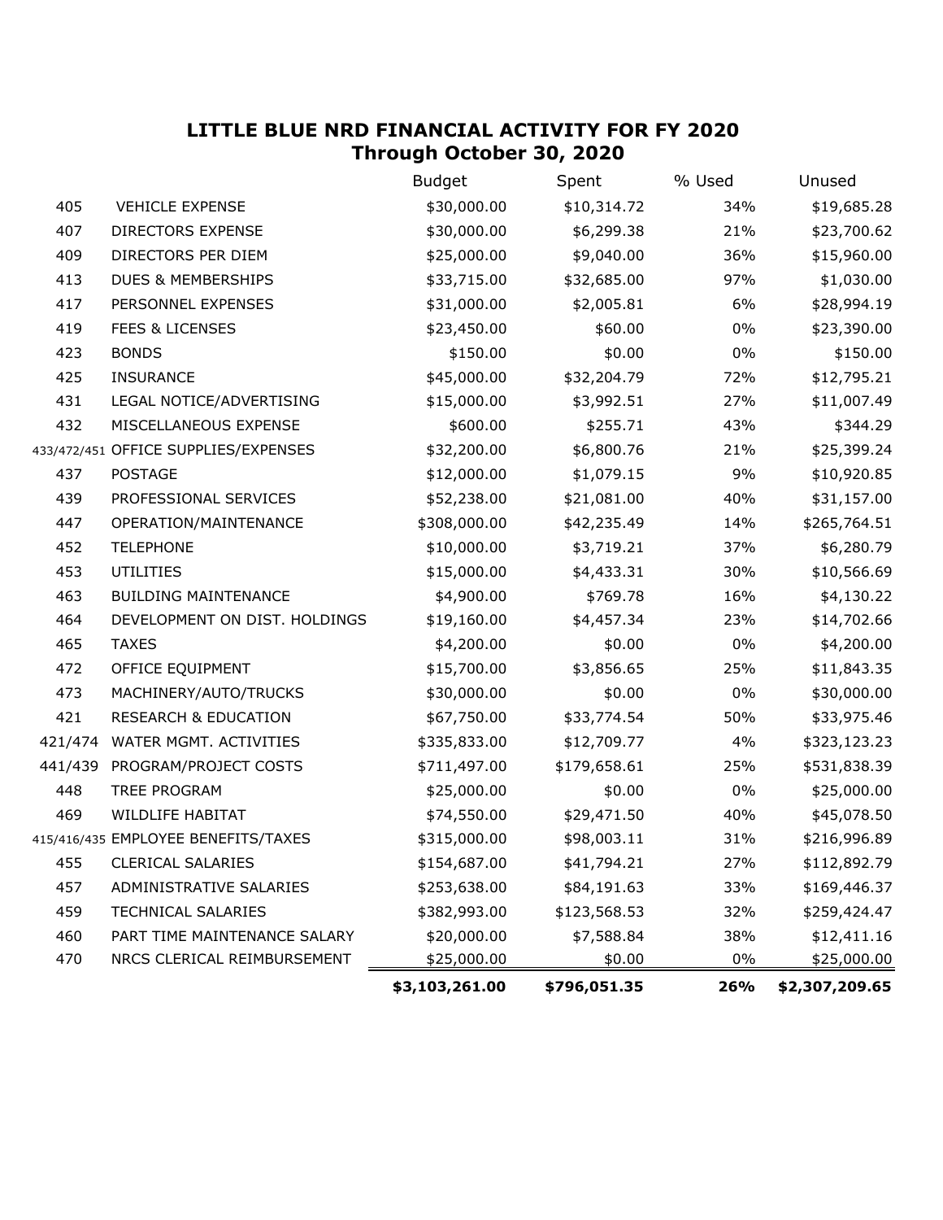## LITTLE BLUE NRD FINANCIAL ACTIVITY FOR FY 2020
## Through October 30, 2020

| | | Budget | Spent | % Used | Unused |
|---|---|---|---|---|---|
| 405 | VEHICLE EXPENSE | $30,000.00 | $10,314.72 | 34% | $19,685.28 |
| 407 | DIRECTORS EXPENSE | $30,000.00 | $6,299.38 | 21% | $23,700.62 |
| 409 | DIRECTORS PER DIEM | $25,000.00 | $9,040.00 | 36% | $15,960.00 |
| 413 | DUES & MEMBERSHIPS | $33,715.00 | $32,685.00 | 97% | $1,030.00 |
| 417 | PERSONNEL EXPENSES | $31,000.00 | $2,005.81 | 6% | $28,994.19 |
| 419 | FEES & LICENSES | $23,450.00 | $60.00 | 0% | $23,390.00 |
| 423 | BONDS | $150.00 | $0.00 | 0% | $150.00 |
| 425 | INSURANCE | $45,000.00 | $32,204.79 | 72% | $12,795.21 |
| 431 | LEGAL NOTICE/ADVERTISING | $15,000.00 | $3,992.51 | 27% | $11,007.49 |
| 432 | MISCELLANEOUS EXPENSE | $600.00 | $255.71 | 43% | $344.29 |
| 433/472/451 | OFFICE SUPPLIES/EXPENSES | $32,200.00 | $6,800.76 | 21% | $25,399.24 |
| 437 | POSTAGE | $12,000.00 | $1,079.15 | 9% | $10,920.85 |
| 439 | PROFESSIONAL SERVICES | $52,238.00 | $21,081.00 | 40% | $31,157.00 |
| 447 | OPERATION/MAINTENANCE | $308,000.00 | $42,235.49 | 14% | $265,764.51 |
| 452 | TELEPHONE | $10,000.00 | $3,719.21 | 37% | $6,280.79 |
| 453 | UTILITIES | $15,000.00 | $4,433.31 | 30% | $10,566.69 |
| 463 | BUILDING MAINTENANCE | $4,900.00 | $769.78 | 16% | $4,130.22 |
| 464 | DEVELOPMENT ON DIST. HOLDINGS | $19,160.00 | $4,457.34 | 23% | $14,702.66 |
| 465 | TAXES | $4,200.00 | $0.00 | 0% | $4,200.00 |
| 472 | OFFICE EQUIPMENT | $15,700.00 | $3,856.65 | 25% | $11,843.35 |
| 473 | MACHINERY/AUTO/TRUCKS | $30,000.00 | $0.00 | 0% | $30,000.00 |
| 421 | RESEARCH & EDUCATION | $67,750.00 | $33,774.54 | 50% | $33,975.46 |
| 421/474 | WATER MGMT. ACTIVITIES | $335,833.00 | $12,709.77 | 4% | $323,123.23 |
| 441/439 | PROGRAM/PROJECT COSTS | $711,497.00 | $179,658.61 | 25% | $531,838.39 |
| 448 | TREE PROGRAM | $25,000.00 | $0.00 | 0% | $25,000.00 |
| 469 | WILDLIFE HABITAT | $74,550.00 | $29,471.50 | 40% | $45,078.50 |
| 415/416/435 | EMPLOYEE BENEFITS/TAXES | $315,000.00 | $98,003.11 | 31% | $216,996.89 |
| 455 | CLERICAL SALARIES | $154,687.00 | $41,794.21 | 27% | $112,892.79 |
| 457 | ADMINISTRATIVE SALARIES | $253,638.00 | $84,191.63 | 33% | $169,446.37 |
| 459 | TECHNICAL SALARIES | $382,993.00 | $123,568.53 | 32% | $259,424.47 |
| 460 | PART TIME MAINTENANCE SALARY | $20,000.00 | $7,588.84 | 38% | $12,411.16 |
| 470 | NRCS CLERICAL REIMBURSEMENT | $25,000.00 | $0.00 | 0% | $25,000.00 |
| | | **$3,103,261.00** | **$796,051.35** | **26%** | **$2,307,209.65** |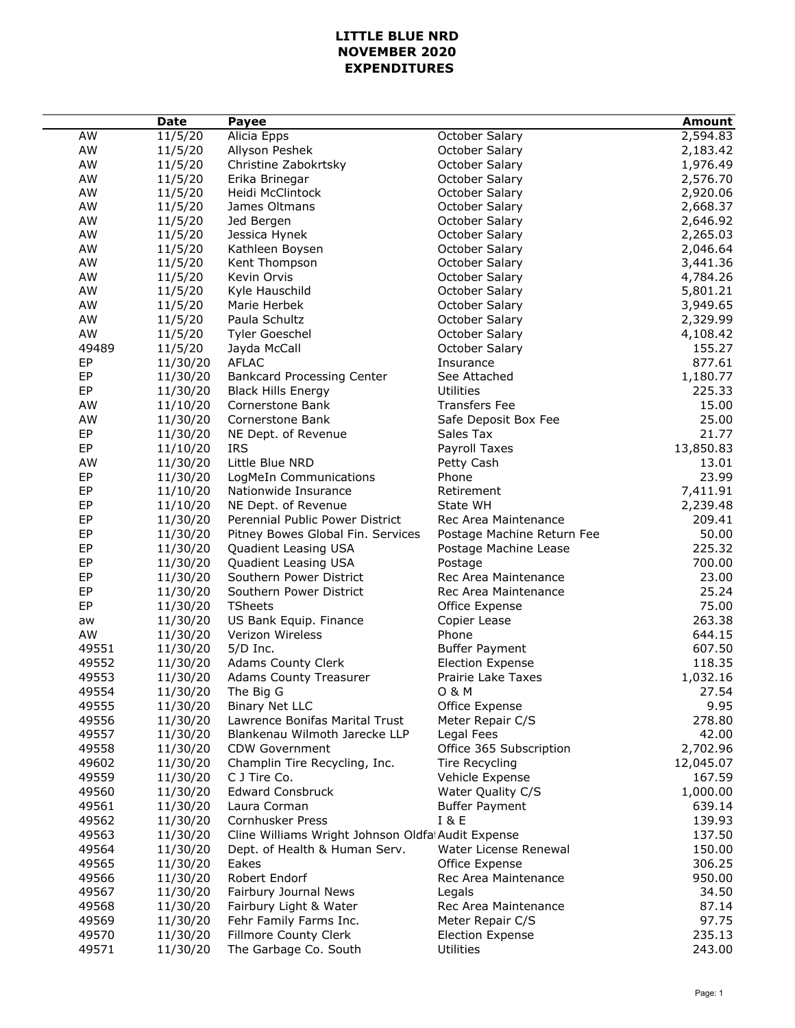# LITTLE BLUE NRD
# NOVEMBER 2020
# EXPENDITURES

| | Date | Payee | | Amount |
|---|---|---|---|---|
| AW | 11/5/20 | Alicia Epps | October Salary | 2,594.83 |
| AW | 11/5/20 | Allyson Peshek | October Salary | 2,183.42 |
| AW | 11/5/20 | Christine Zabokrtsky | October Salary | 1,976.49 |
| AW | 11/5/20 | Erika Brinegar | October Salary | 2,576.70 |
| AW | 11/5/20 | Heidi McClintock | October Salary | 2,920.06 |
| AW | 11/5/20 | James Oltmans | October Salary | 2,668.37 |
| AW | 11/5/20 | Jed Bergen | October Salary | 2,646.92 |
| AW | 11/5/20 | Jessica Hynek | October Salary | 2,265.03 |
| AW | 11/5/20 | Kathleen Boysen | October Salary | 2,046.64 |
| AW | 11/5/20 | Kent Thompson | October Salary | 3,441.36 |
| AW | 11/5/20 | Kevin Orvis | October Salary | 4,784.26 |
| AW | 11/5/20 | Kyle Hauschild | October Salary | 5,801.21 |
| AW | 11/5/20 | Marie Herbek | October Salary | 3,949.65 |
| AW | 11/5/20 | Paula Schultz | October Salary | 2,329.99 |
| AW | 11/5/20 | Tyler Goeschel | October Salary | 4,108.42 |
| 49489 | 11/5/20 | Jayda McCall | October Salary | 155.27 |
| EP | 11/30/20 | AFLAC | Insurance | 877.61 |
| EP | 11/30/20 | Bankcard Processing Center | See Attached | 1,180.77 |
| EP | 11/30/20 | Black Hills Energy | Utilities | 225.33 |
| AW | 11/10/20 | Cornerstone Bank | Transfers Fee | 15.00 |
| AW | 11/30/20 | Cornerstone Bank | Safe Deposit Box Fee | 25.00 |
| EP | 11/30/20 | NE Dept. of Revenue | Sales Tax | 21.77 |
| EP | 11/10/20 | IRS | Payroll Taxes | 13,850.83 |
| AW | 11/30/20 | Little Blue NRD | Petty Cash | 13.01 |
| EP | 11/30/20 | LogMeIn Communications | Phone | 23.99 |
| EP | 11/10/20 | Nationwide Insurance | Retirement | 7,411.91 |
| EP | 11/10/20 | NE Dept. of Revenue | State WH | 2,239.48 |
| EP | 11/30/20 | Perennial Public Power District | Rec Area Maintenance | 209.41 |
| EP | 11/30/20 | Pitney Bowes Global Fin. Services | Postage Machine Return Fee | 50.00 |
| EP | 11/30/20 | Quadient Leasing USA | Postage Machine Lease | 225.32 |
| EP | 11/30/20 | Quadient Leasing USA | Postage | 700.00 |
| EP | 11/30/20 | Southern Power District | Rec Area Maintenance | 23.00 |
| EP | 11/30/20 | Southern Power District | Rec Area Maintenance | 25.24 |
| EP | 11/30/20 | TSheets | Office Expense | 75.00 |
| aw | 11/30/20 | US Bank Equip. Finance | Copier Lease | 263.38 |
| AW | 11/30/20 | Verizon Wireless | Phone | 644.15 |
| 49551 | 11/30/20 | 5/D Inc. | Buffer Payment | 607.50 |
| 49552 | 11/30/20 | Adams County Clerk | Election Expense | 118.35 |
| 49553 | 11/30/20 | Adams County Treasurer | Prairie Lake Taxes | 1,032.16 |
| 49554 | 11/30/20 | The Big G | O & M | 27.54 |
| 49555 | 11/30/20 | Binary Net LLC | Office Expense | 9.95 |
| 49556 | 11/30/20 | Lawrence Bonifas Marital Trust | Meter Repair C/S | 278.80 |
| 49557 | 11/30/20 | Blankenau Wilmoth Jarecke LLP | Legal Fees | 42.00 |
| 49558 | 11/30/20 | CDW Government | Office 365 Subscription | 2,702.96 |
| 49602 | 11/30/20 | Champlin Tire Recycling, Inc. | Tire Recycling | 12,045.07 |
| 49559 | 11/30/20 | C J Tire Co. | Vehicle Expense | 167.59 |
| 49560 | 11/30/20 | Edward Consbruck | Water Quality C/S | 1,000.00 |
| 49561 | 11/30/20 | Laura Corman | Buffer Payment | 639.14 |
| 49562 | 11/30/20 | Cornhusker Press | I & E | 139.93 |
| 49563 | 11/30/20 | Cline Williams Wright Johnson Oldfa | Audit Expense | 137.50 |
| 49564 | 11/30/20 | Dept. of Health & Human Serv. | Water License Renewal | 150.00 |
| 49565 | 11/30/20 | Eakes | Office Expense | 306.25 |
| 49566 | 11/30/20 | Robert Endorf | Rec Area Maintenance | 950.00 |
| 49567 | 11/30/20 | Fairbury Journal News | Legals | 34.50 |
| 49568 | 11/30/20 | Fairbury Light & Water | Rec Area Maintenance | 87.14 |
| 49569 | 11/30/20 | Fehr Family Farms Inc. | Meter Repair C/S | 97.75 |
| 49570 | 11/30/20 | Fillmore County Clerk | Election Expense | 235.13 |
| 49571 | 11/30/20 | The Garbage Co. South | Utilities | 243.00 |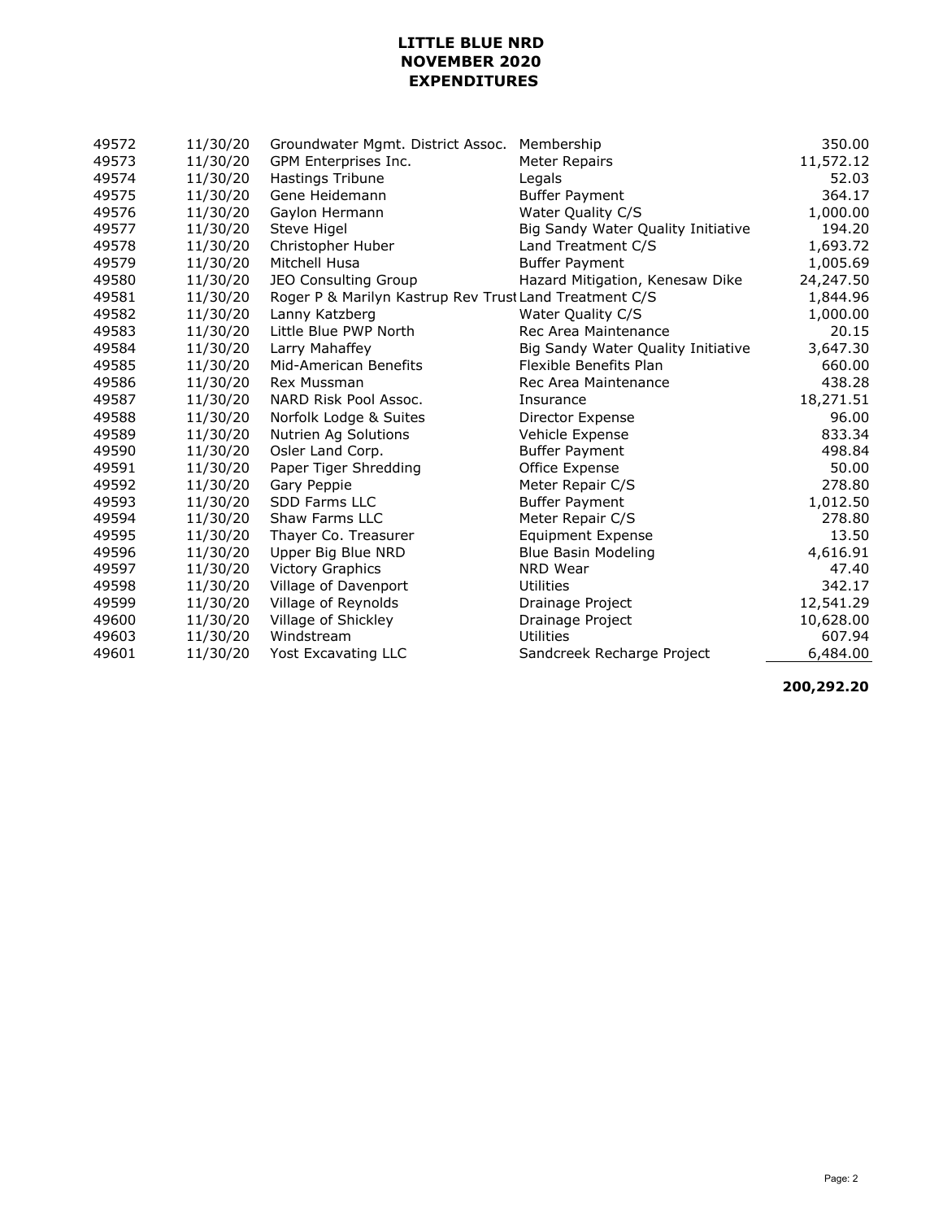**LITTLE BLUE NRD**
**NOVEMBER 2020**
**EXPENDITURES**

| | | | | |
|---|---|---|---|---|
| 49572 | 11/30/20 | Groundwater Mgmt. District Assoc. | Membership | 350.00 |
| 49573 | 11/30/20 | GPM Enterprises Inc. | Meter Repairs | 11,572.12 |
| 49574 | 11/30/20 | Hastings Tribune | Legals | 52.03 |
| 49575 | 11/30/20 | Gene Heidemann | Buffer Payment | 364.17 |
| 49576 | 11/30/20 | Gaylon Hermann | Water Quality C/S | 1,000.00 |
| 49577 | 11/30/20 | Steve Higel | Big Sandy Water Quality Initiative | 194.20 |
| 49578 | 11/30/20 | Christopher Huber | Land Treatment C/S | 1,693.72 |
| 49579 | 11/30/20 | Mitchell Husa | Buffer Payment | 1,005.69 |
| 49580 | 11/30/20 | JEO Consulting Group | Hazard Mitigation, Kenesaw Dike | 24,247.50 |
| 49581 | 11/30/20 | Roger P & Marilyn Kastrup Rev Trust | Land Treatment C/S | 1,844.96 |
| 49582 | 11/30/20 | Lanny Katzberg | Water Quality C/S | 1,000.00 |
| 49583 | 11/30/20 | Little Blue PWP North | Rec Area Maintenance | 20.15 |
| 49584 | 11/30/20 | Larry Mahaffey | Big Sandy Water Quality Initiative | 3,647.30 |
| 49585 | 11/30/20 | Mid-American Benefits | Flexible Benefits Plan | 660.00 |
| 49586 | 11/30/20 | Rex Mussman | Rec Area Maintenance | 438.28 |
| 49587 | 11/30/20 | NARD Risk Pool Assoc. | Insurance | 18,271.51 |
| 49588 | 11/30/20 | Norfolk Lodge & Suites | Director Expense | 96.00 |
| 49589 | 11/30/20 | Nutrien Ag Solutions | Vehicle Expense | 833.34 |
| 49590 | 11/30/20 | Osler Land Corp. | Buffer Payment | 498.84 |
| 49591 | 11/30/20 | Paper Tiger Shredding | Office Expense | 50.00 |
| 49592 | 11/30/20 | Gary Peppie | Meter Repair C/S | 278.80 |
| 49593 | 11/30/20 | SDD Farms LLC | Buffer Payment | 1,012.50 |
| 49594 | 11/30/20 | Shaw Farms LLC | Meter Repair C/S | 278.80 |
| 49595 | 11/30/20 | Thayer Co. Treasurer | Equipment Expense | 13.50 |
| 49596 | 11/30/20 | Upper Big Blue NRD | Blue Basin Modeling | 4,616.91 |
| 49597 | 11/30/20 | Victory Graphics | NRD Wear | 47.40 |
| 49598 | 11/30/20 | Village of Davenport | Utilities | 342.17 |
| 49599 | 11/30/20 | Village of Reynolds | Drainage Project | 12,541.29 |
| 49600 | 11/30/20 | Village of Shickley | Drainage Project | 10,628.00 |
| 49603 | 11/30/20 | Windstream | Utilities | 607.94 |
| 49601 | 11/30/20 | Yost Excavating LLC | Sandcreek Recharge Project | 6,484.00 |
| | | | | **200,292.20** |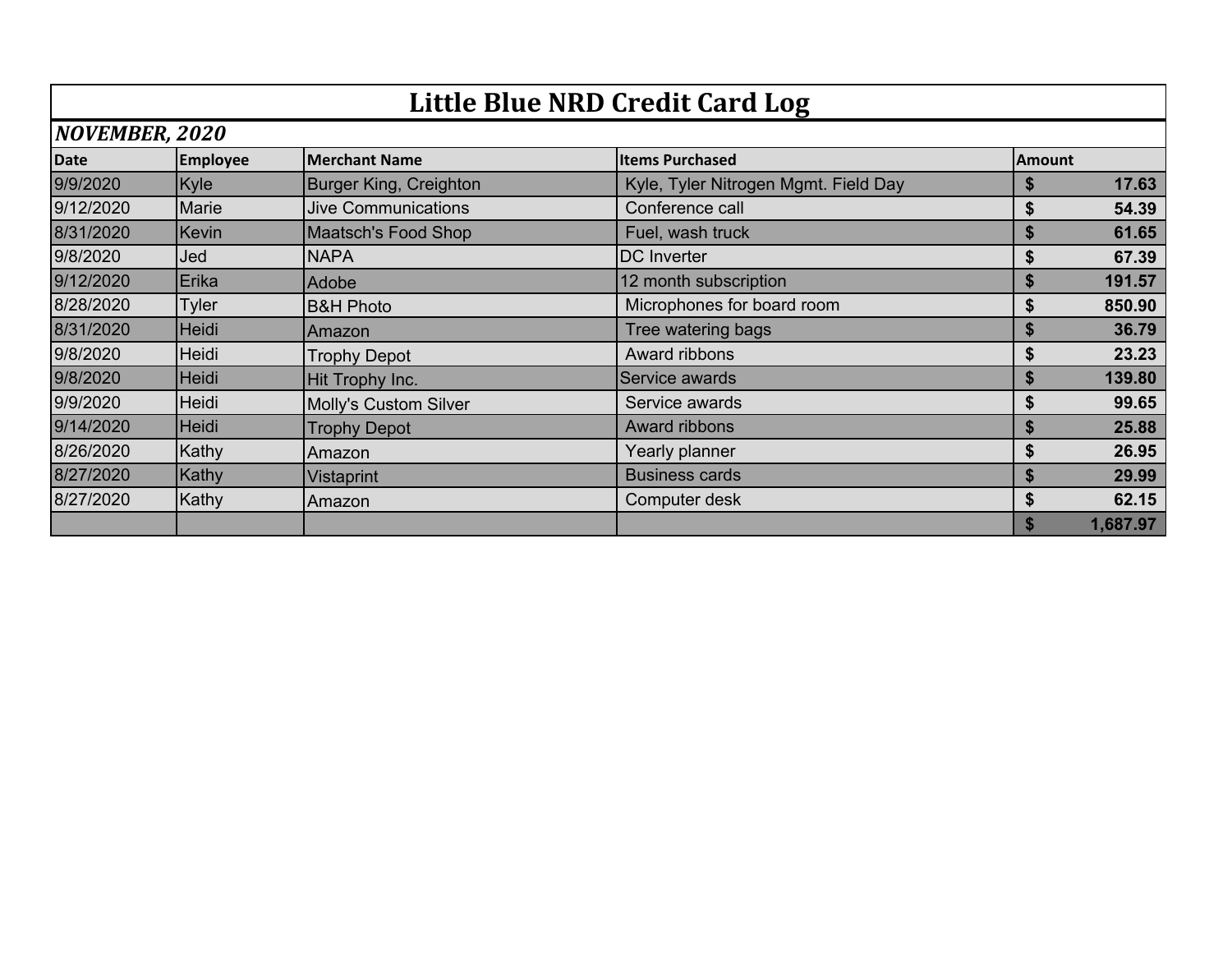# Little Blue NRD Credit Card Log

***NOVEMBER, 2020***

| Date | Employee | Merchant Name | Items Purchased | Amount |
|---|---|---|---|---|
| 9/9/2020 | Kyle | Burger King, Creighton | Kyle, Tyler Nitrogen Mgmt. Field Day | **$ 17.63** |
| 9/12/2020 | Marie | Jive Communications | Conference call | **$ 54.39** |
| 8/31/2020 | Kevin | Maatsch's Food Shop | Fuel, wash truck | **$ 61.65** |
| 9/8/2020 | Jed | NAPA | DC Inverter | **$ 67.39** |
| 9/12/2020 | Erika | Adobe | 12 month subscription | **$ 191.57** |
| 8/28/2020 | Tyler | B&H Photo | Microphones for board room | **$ 850.90** |
| 8/31/2020 | Heidi | Amazon | Tree watering bags | **$ 36.79** |
| 9/8/2020 | Heidi | Trophy Depot | Award ribbons | **$ 23.23** |
| 9/8/2020 | Heidi | Hit Trophy Inc. | Service awards | **$ 139.80** |
| 9/9/2020 | Heidi | Molly's Custom Silver | Service awards | **$ 99.65** |
| 9/14/2020 | Heidi | Trophy Depot | Award ribbons | **$ 25.88** |
| 8/26/2020 | Kathy | Amazon | Yearly planner | **$ 26.95** |
| 8/27/2020 | Kathy | Vistaprint | Business cards | **$ 29.99** |
| 8/27/2020 | Kathy | Amazon | Computer desk | **$ 62.15** |
| | | | | **$ 1,687.97** |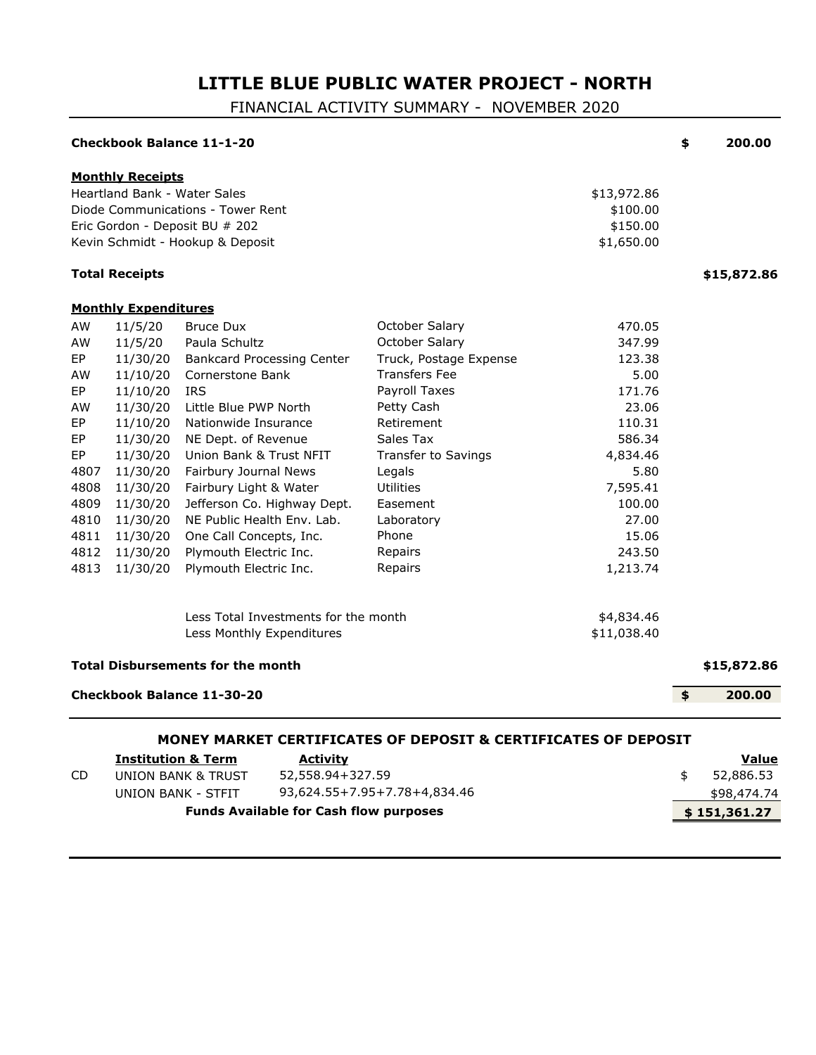# LITTLE BLUE PUBLIC WATER PROJECT - NORTH

FINANCIAL ACTIVITY SUMMARY - NOVEMBER 2020

**Checkbook Balance 11-1-20** **$ 200.00**

**Monthly Receipts**

| | | |
|---|---|---|
| Heartland Bank - Water Sales | $13,972.86 | |
| Diode Communications - Tower Rent | $100.00 | |
| Eric Gordon - Deposit BU # 202 | $150.00 | |
| Kevin Schmidt - Hookup & Deposit | $1,650.00 | |
| **Total Receipts** | | **$15,872.86** |

**Monthly Expenditures**

| | | | | |
|---|---|---|---|---|
| AW | 11/5/20 | Bruce Dux | October Salary | 470.05 |
| AW | 11/5/20 | Paula Schultz | October Salary | 347.99 |
| EP | 11/30/20 | Bankcard Processing Center | Truck, Postage Expense | 123.38 |
| AW | 11/10/20 | Cornerstone Bank | Transfers Fee | 5.00 |
| EP | 11/10/20 | IRS | Payroll Taxes | 171.76 |
| AW | 11/30/20 | Little Blue PWP North | Petty Cash | 23.06 |
| EP | 11/10/20 | Nationwide Insurance | Retirement | 110.31 |
| EP | 11/30/20 | NE Dept. of Revenue | Sales Tax | 586.34 |
| EP | 11/30/20 | Union Bank & Trust NFIT | Transfer to Savings | 4,834.46 |
| 4807 | 11/30/20 | Fairbury Journal News | Legals | 5.80 |
| 4808 | 11/30/20 | Fairbury Light & Water | Utilities | 7,595.41 |
| 4809 | 11/30/20 | Jefferson Co. Highway Dept. | Easement | 100.00 |
| 4810 | 11/30/20 | NE Public Health Env. Lab. | Laboratory | 27.00 |
| 4811 | 11/30/20 | One Call Concepts, Inc. | Phone | 15.06 |
| 4812 | 11/30/20 | Plymouth Electric Inc. | Repairs | 243.50 |
| 4813 | 11/30/20 | Plymouth Electric Inc. | Repairs | 1,213.74 |

| | | |
|---|---|---|
| Less Total Investments for the month | $4,834.46 | |
| Less Monthly Expenditures | $11,038.40 | |
| **Total Disbursements for the month** | | **$15,872.86** |
| **Checkbook Balance 11-30-20** | | **$ 200.00** |

## MONEY MARKET CERTIFICATES OF DEPOSIT & CERTIFICATES OF DEPOSIT

| | Institution & Term | Activity | Value |
|---|---|---|---|
| CD | UNION BANK & TRUST | 52,558.94+327.59 | $ 52,886.53 |
| | UNION BANK - STFIT | 93,624.55+7.95+7.78+4,834.46 | $98,474.74 |
| | **Funds Available for Cash flow purposes** | | **$ 151,361.27** |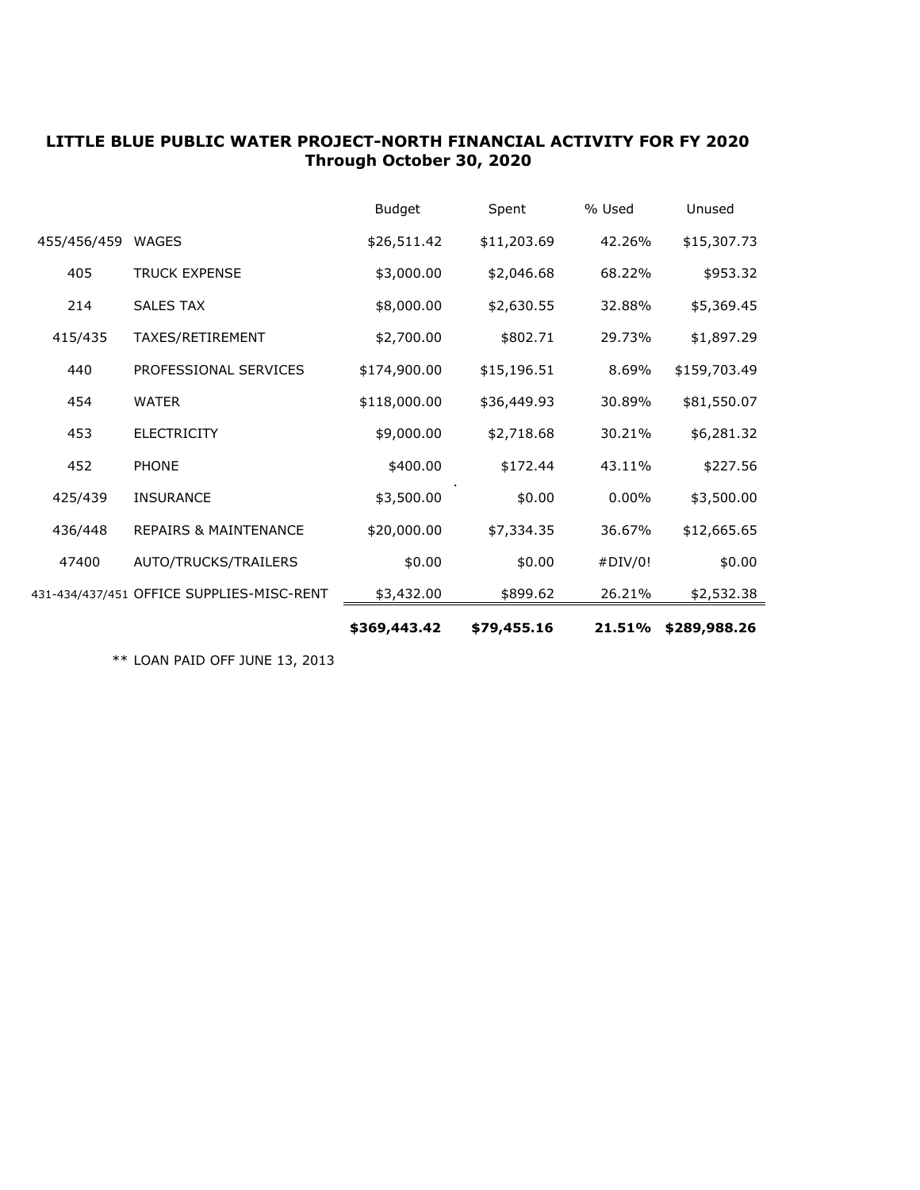**LITTLE BLUE PUBLIC WATER PROJECT-NORTH FINANCIAL ACTIVITY FOR FY 2020**
**Through October 30, 2020**

| | | Budget | Spent | % Used | Unused |
|---|---|---|---|---|---|
| 455/456/459 | WAGES | $26,511.42 | $11,203.69 | 42.26% | $15,307.73 |
| 405 | TRUCK EXPENSE | $3,000.00 | $2,046.68 | 68.22% | $953.32 |
| 214 | SALES TAX | $8,000.00 | $2,630.55 | 32.88% | $5,369.45 |
| 415/435 | TAXES/RETIREMENT | $2,700.00 | $802.71 | 29.73% | $1,897.29 |
| 440 | PROFESSIONAL SERVICES | $174,900.00 | $15,196.51 | 8.69% | $159,703.49 |
| 454 | WATER | $118,000.00 | $36,449.93 | 30.89% | $81,550.07 |
| 453 | ELECTRICITY | $9,000.00 | $2,718.68 | 30.21% | $6,281.32 |
| 452 | PHONE | $400.00 | $172.44 | 43.11% | $227.56 |
| 425/439 | INSURANCE | $3,500.00 | $0.00 | 0.00% | $3,500.00 |
| 436/448 | REPAIRS & MAINTENANCE | $20,000.00 | $7,334.35 | 36.67% | $12,665.65 |
| 47400 | AUTO/TRUCKS/TRAILERS | $0.00 | $0.00 | #DIV/0! | $0.00 |
| 431-434/437/451 | OFFICE SUPPLIES-MISC-RENT | $3,432.00 | $899.62 | 26.21% | $2,532.38 |
| | | **$369,443.42** | **$79,455.16** | **21.51%** | **$289,988.26** |

** LOAN PAID OFF JUNE 13, 2013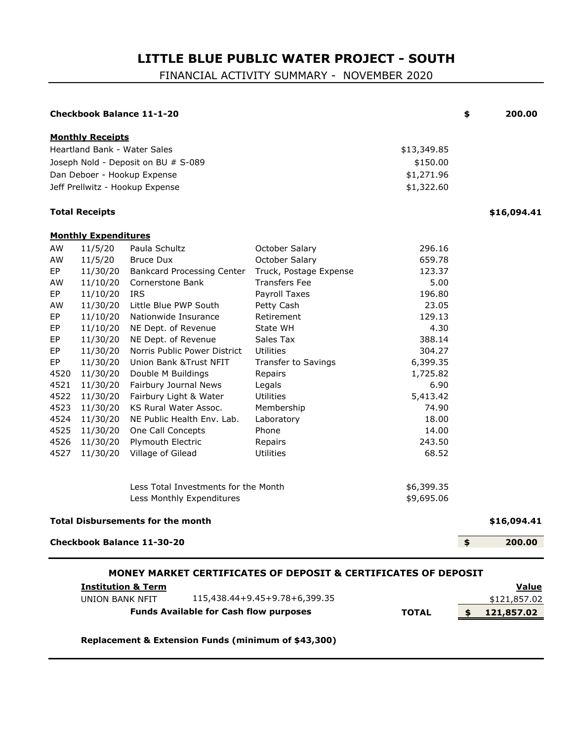# LITTLE BLUE PUBLIC WATER PROJECT - SOUTH

FINANCIAL ACTIVITY SUMMARY - NOVEMBER 2020

| | | | | | |
|---|---|---|---|---|---|
| **Checkbook Balance 11-1-20** | | | | | **$ 200.00** |
| **Monthly Receipts** | | | | | |
| Heartland Bank - Water Sales | | | | $13,349.85 | |
| Joseph Nold - Deposit on BU # S-089 | | | | $150.00 | |
| Dan Deboer - Hookup Expense | | | | $1,271.96 | |
| Jeff Prellwitz - Hookup Expense | | | | $1,322.60 | |
| **Total Receipts** | | | | | **$16,094.41** |
| **Monthly Expenditures** | | | | | |
| AW | 11/5/20 | Paula Schultz | October Salary | 296.16 | |
| AW | 11/5/20 | Bruce Dux | October Salary | 659.78 | |
| EP | 11/30/20 | Bankcard Processing Center | Truck, Postage Expense | 123.37 | |
| AW | 11/10/20 | Cornerstone Bank | Transfers Fee | 5.00 | |
| EP | 11/10/20 | IRS | Payroll Taxes | 196.80 | |
| AW | 11/30/20 | Little Blue PWP South | Petty Cash | 23.05 | |
| EP | 11/10/20 | Nationwide Insurance | Retirement | 129.13 | |
| EP | 11/10/20 | NE Dept. of Revenue | State WH | 4.30 | |
| EP | 11/30/20 | NE Dept. of Revenue | Sales Tax | 388.14 | |
| EP | 11/30/20 | Norris Public Power District | Utilities | 304.27 | |
| EP | 11/30/20 | Union Bank &Trust NFIT | Transfer to Savings | 6,399.35 | |
| 4520 | 11/30/20 | Double M Buildings | Repairs | 1,725.82 | |
| 4521 | 11/30/20 | Fairbury Journal News | Legals | 6.90 | |
| 4522 | 11/30/20 | Fairbury Light & Water | Utilities | 5,413.42 | |
| 4523 | 11/30/20 | KS Rural Water Assoc. | Membership | 74.90 | |
| 4524 | 11/30/20 | NE Public Health Env. Lab. | Laboratory | 18.00 | |
| 4525 | 11/30/20 | One Call Concepts | Phone | 14.00 | |
| 4526 | 11/30/20 | Plymouth Electric | Repairs | 243.50 | |
| 4527 | 11/30/20 | Village of Gilead | Utilities | 68.52 | |
| | | Less Total Investments for the Month | | $6,399.35 | |
| | | Less Monthly Expenditures | | $9,695.06 | |
| **Total Disbursements for the month** | | | | | **$16,094.41** |
| **Checkbook Balance 11-30-20** | | | | | **$ 200.00** |

## MONEY MARKET CERTIFICATES OF DEPOSIT & CERTIFICATES OF DEPOSIT

| **Institution & Term** | | | **Value** |
|---|---|---|---|
| UNION BANK NFIT | 115,438.44+9.45+9.78+6,399.35 | | $121,857.02 |
| | **Funds Available for Cash flow purposes** | **TOTAL** | **$ 121,857.02** |

**Replacement & Extension Funds (minimum of $43,300)**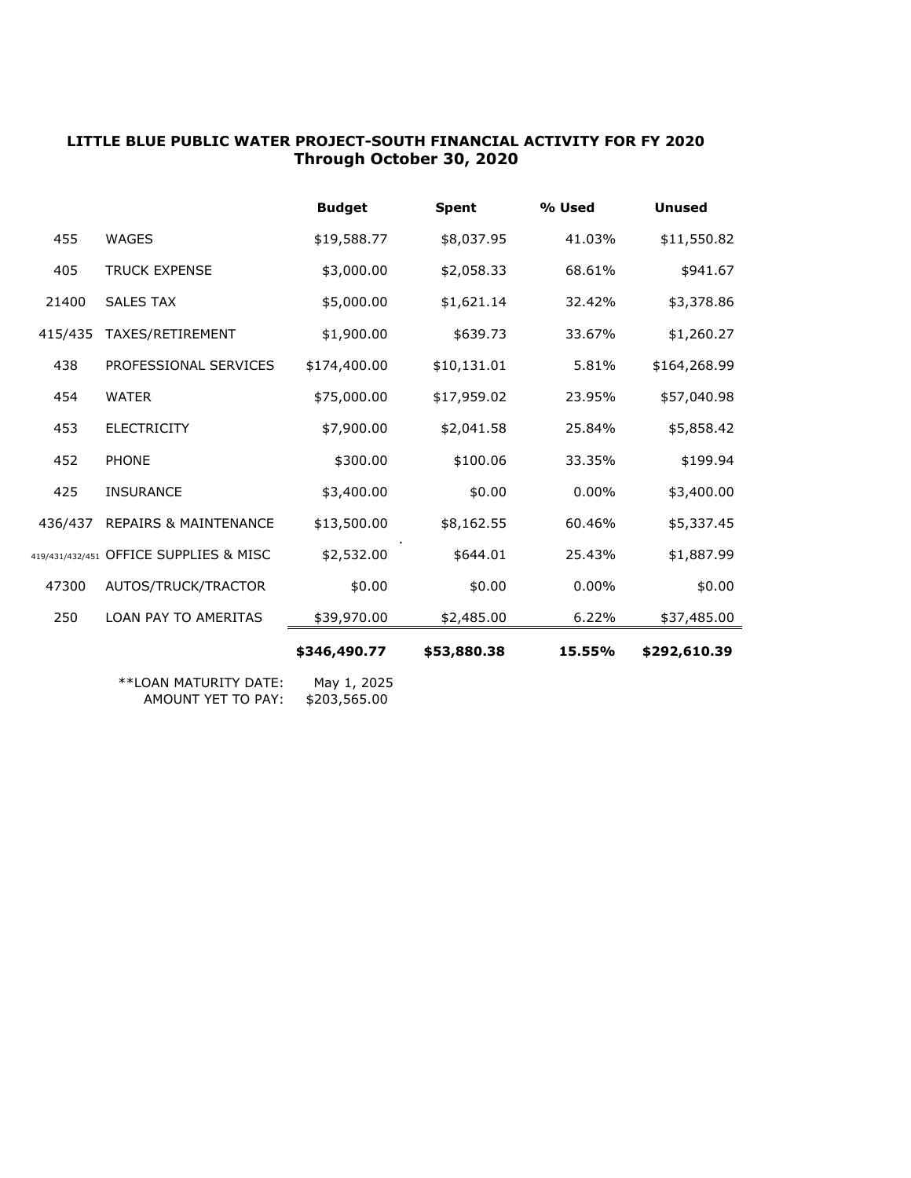**LITTLE BLUE PUBLIC WATER PROJECT-SOUTH FINANCIAL ACTIVITY FOR FY 2020**
**Through October 30, 2020**

| | | Budget | Spent | % Used | Unused |
|---|---|---|---|---|---|
| 455 | WAGES | $19,588.77 | $8,037.95 | 41.03% | $11,550.82 |
| 405 | TRUCK EXPENSE | $3,000.00 | $2,058.33 | 68.61% | $941.67 |
| 21400 | SALES TAX | $5,000.00 | $1,621.14 | 32.42% | $3,378.86 |
| 415/435 | TAXES/RETIREMENT | $1,900.00 | $639.73 | 33.67% | $1,260.27 |
| 438 | PROFESSIONAL SERVICES | $174,400.00 | $10,131.01 | 5.81% | $164,268.99 |
| 454 | WATER | $75,000.00 | $17,959.02 | 23.95% | $57,040.98 |
| 453 | ELECTRICITY | $7,900.00 | $2,041.58 | 25.84% | $5,858.42 |
| 452 | PHONE | $300.00 | $100.06 | 33.35% | $199.94 |
| 425 | INSURANCE | $3,400.00 | $0.00 | 0.00% | $3,400.00 |
| 436/437 | REPAIRS & MAINTENANCE | $13,500.00 | $8,162.55 | 60.46% | $5,337.45 |
| 419/431/432/451 | OFFICE SUPPLIES & MISC | $2,532.00 | $644.01 | 25.43% | $1,887.99 |
| 47300 | AUTOS/TRUCK/TRACTOR | $0.00 | $0.00 | 0.00% | $0.00 |
| 250 | LOAN PAY TO AMERITAS | $39,970.00 | $2,485.00 | 6.22% | $37,485.00 |
| | | **$346,490.77** | **$53,880.38** | **15.55%** | **$292,610.39** |

**LOAN MATURITY DATE: May 1, 2025
AMOUNT YET TO PAY: $203,565.00